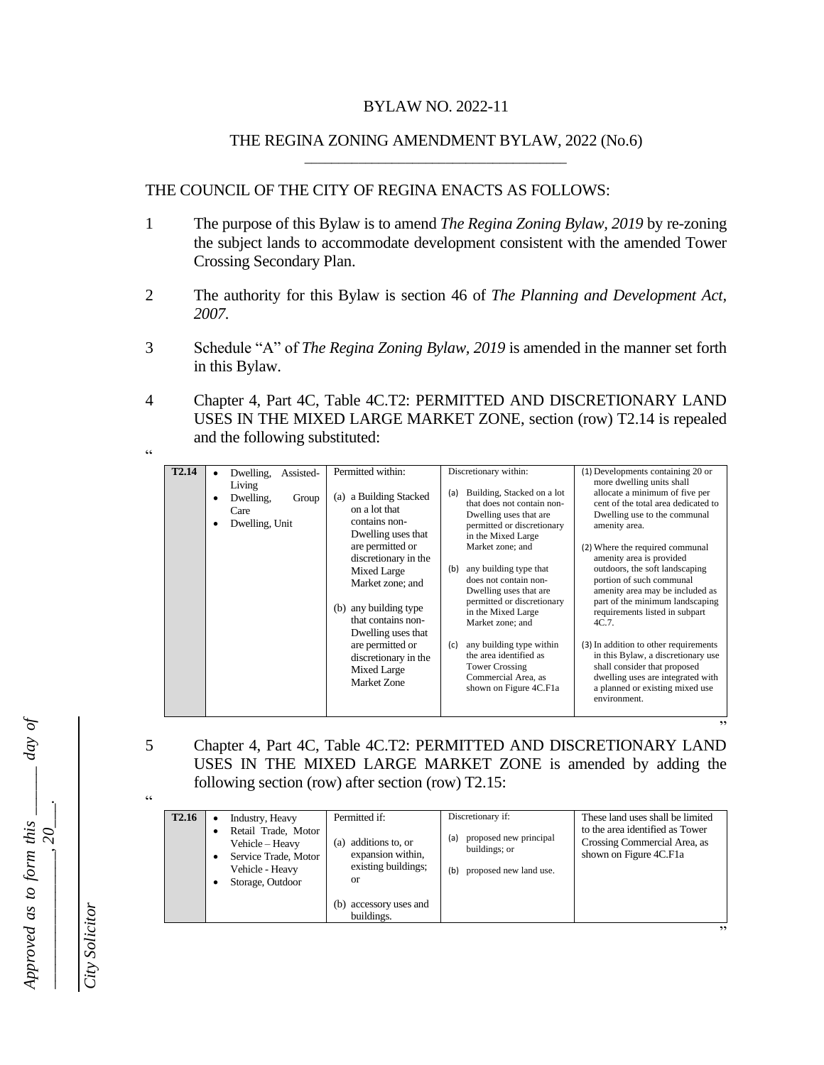BYLAW NO. 2022-11

THE REGINA ZONING AMENDMENT BYLAW, 2022 (No.6)

THE COUNCIL OF THE CITY OF REGINA ENACTS AS FOLLOWS:

1 The purpose of this Bylaw is to amend *The Regina Zoning Bylaw, 2019* by re-zoning the subject lands to accommodate development consistent with the amended Tower Crossing Secondary Plan.

2 The authority for this Bylaw is section 46 of *The Planning and Development Act, 2007.*

3 Schedule "A" of *The Regina Zoning Bylaw, 2019* is amended in the manner set forth in this Bylaw.

4 Chapter 4, Part 4C, Table 4C.T2: PERMITTED AND DISCRETIONARY LAND USES IN THE MIXED LARGE MARKET ZONE, section (row) T2.14 is repealed and the following substituted:

"

| **T2.14** | • Dwelling, Assisted-Living<br>• Dwelling, Group Care<br>• Dwelling, Unit | Permitted within:<br><br>(a) a Building Stacked on a lot that contains non-Dwelling uses that are permitted or discretionary in the Mixed Large Market zone; and<br><br>(b) any building type that contains non-Dwelling uses that are permitted or discretionary in the Mixed Large Market Zone | Discretionary within:<br><br>(a) Building, Stacked on a lot that does not contain non-Dwelling uses that are permitted or discretionary in the Mixed Large Market zone; and<br><br>(b) any building type that does not contain non-Dwelling uses that are permitted or discretionary in the Mixed Large Market zone; and<br><br>(c) any building type within the area identified as Tower Crossing Commercial Area, as shown on Figure 4C.F1a | (1) Developments containing 20 or more dwelling units shall allocate a minimum of five per cent of the total area dedicated to Dwelling use to the communal amenity area.<br><br>(2) Where the required communal amenity area is provided outdoors, the soft landscaping portion of such communal amenity area may be included as part of the minimum landscaping requirements listed in subpart 4C.7.<br><br>(3) In addition to other requirements in this Bylaw, a discretionary use shall consider that proposed dwelling uses are integrated with a planned or existing mixed use environment. |
|---|---|---|---|---|

"

5 Chapter 4, Part 4C, Table 4C.T2: PERMITTED AND DISCRETIONARY LAND USES IN THE MIXED LARGE MARKET ZONE is amended by adding the following section (row) after section (row) T2.15:

"

| **T2.16** | • Industry, Heavy<br>• Retail Trade, Motor Vehicle – Heavy<br>• Service Trade, Motor Vehicle - Heavy<br>• Storage, Outdoor | Permitted if:<br><br>(a) additions to, or expansion within, existing buildings; or<br><br>(b) accessory uses and buildings. | Discretionary if:<br><br>(a) proposed new principal buildings; or<br><br>(b) proposed new land use. | These land uses shall be limited to the area identified as Tower Crossing Commercial Area, as shown on Figure 4C.F1a |
|---|---|---|---|---|

"

*Approved as to form this \_\_\_\_ day of \_\_\_\_\_\_\_\_\_\_, 20\_\_\_.*

*City Solicitor*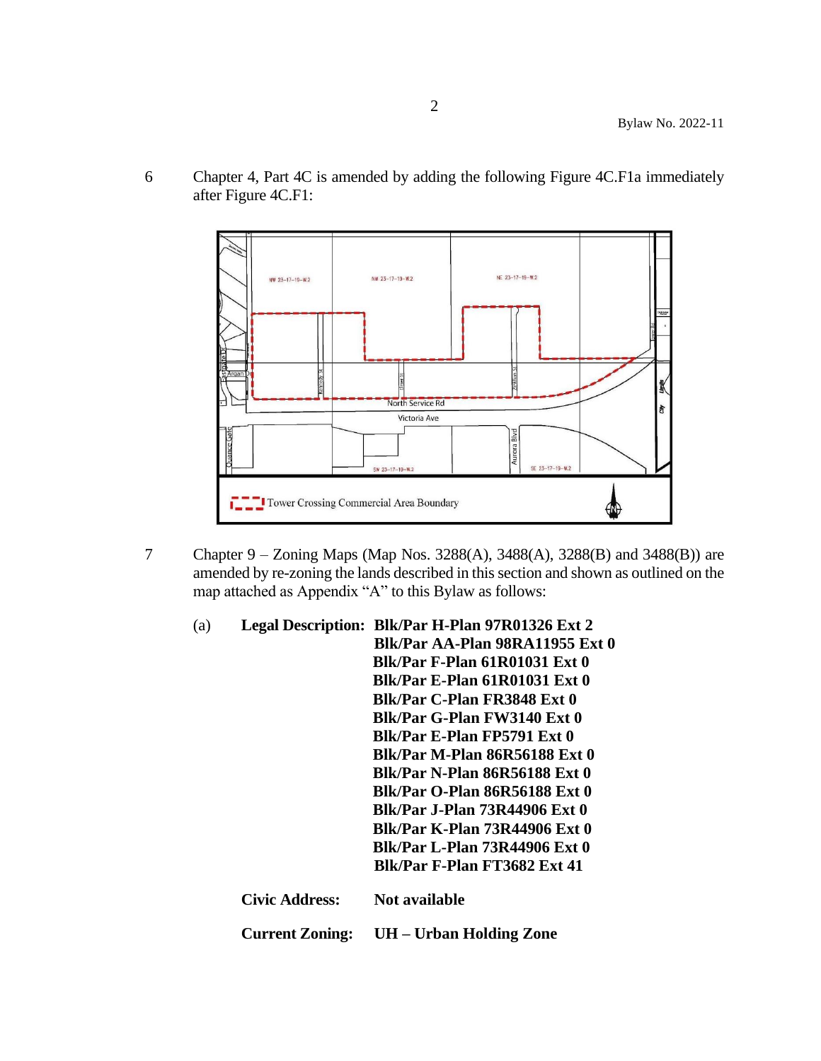6 Chapter 4, Part 4C is amended by adding the following Figure 4C.F1a immediately after Figure 4C.F1:

7 Chapter 9 – Zoning Maps (Map Nos. 3288(A), 3488(A), 3288(B) and 3488(B)) are amended by re-zoning the lands described in this section and shown as outlined on the map attached as Appendix "A" to this Bylaw as follows:

(a) **Legal Description:** **Blk/Par H-Plan 97R01326 Ext 2**
**Blk/Par AA-Plan 98RA11955 Ext 0**
**Blk/Par F-Plan 61R01031 Ext 0**
**Blk/Par E-Plan 61R01031 Ext 0**
**Blk/Par C-Plan FR3848 Ext 0**
**Blk/Par G-Plan FW3140 Ext 0**
**Blk/Par E-Plan FP5791 Ext 0**
**Blk/Par M-Plan 86R56188 Ext 0**
**Blk/Par N-Plan 86R56188 Ext 0**
**Blk/Par O-Plan 86R56188 Ext 0**
**Blk/Par J-Plan 73R44906 Ext 0**
**Blk/Par K-Plan 73R44906 Ext 0**
**Blk/Par L-Plan 73R44906 Ext 0**
**Blk/Par F-Plan FT3682 Ext 41**

**Civic Address:** **Not available**

**Current Zoning:** **UH – Urban Holding Zone**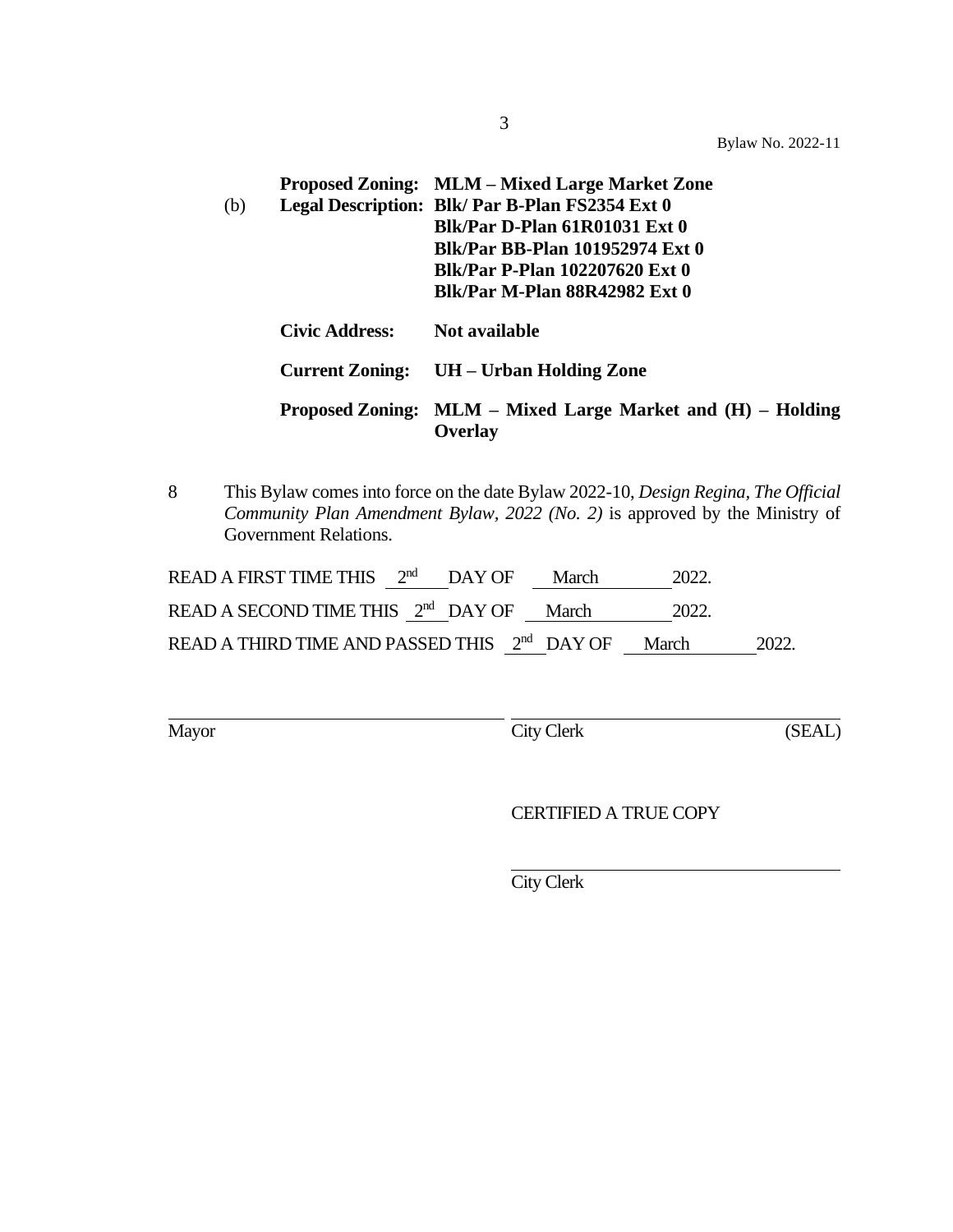**Proposed Zoning: MLM – Mixed Large Market Zone**

(b) **Legal Description: Blk/ Par B-Plan FS2354 Ext 0**
**Blk/Par D-Plan 61R01031 Ext 0**
**Blk/Par BB-Plan 101952974 Ext 0**
**Blk/Par P-Plan 102207620 Ext 0**
**Blk/Par M-Plan 88R42982 Ext 0**

**Civic Address: Not available**

**Current Zoning: UH – Urban Holding Zone**

**Proposed Zoning: MLM – Mixed Large Market and (H) – Holding Overlay**

8 This Bylaw comes into force on the date Bylaw 2022-10, *Design Regina, The Official Community Plan Amendment Bylaw, 2022 (No. 2)* is approved by the Ministry of Government Relations.

READ A FIRST TIME THIS 2nd DAY OF March 2022.

READ A SECOND TIME THIS 2nd DAY OF March 2022.

READ A THIRD TIME AND PASSED THIS 2nd DAY OF March 2022.

Mayor

City Clerk (SEAL)

CERTIFIED A TRUE COPY

City Clerk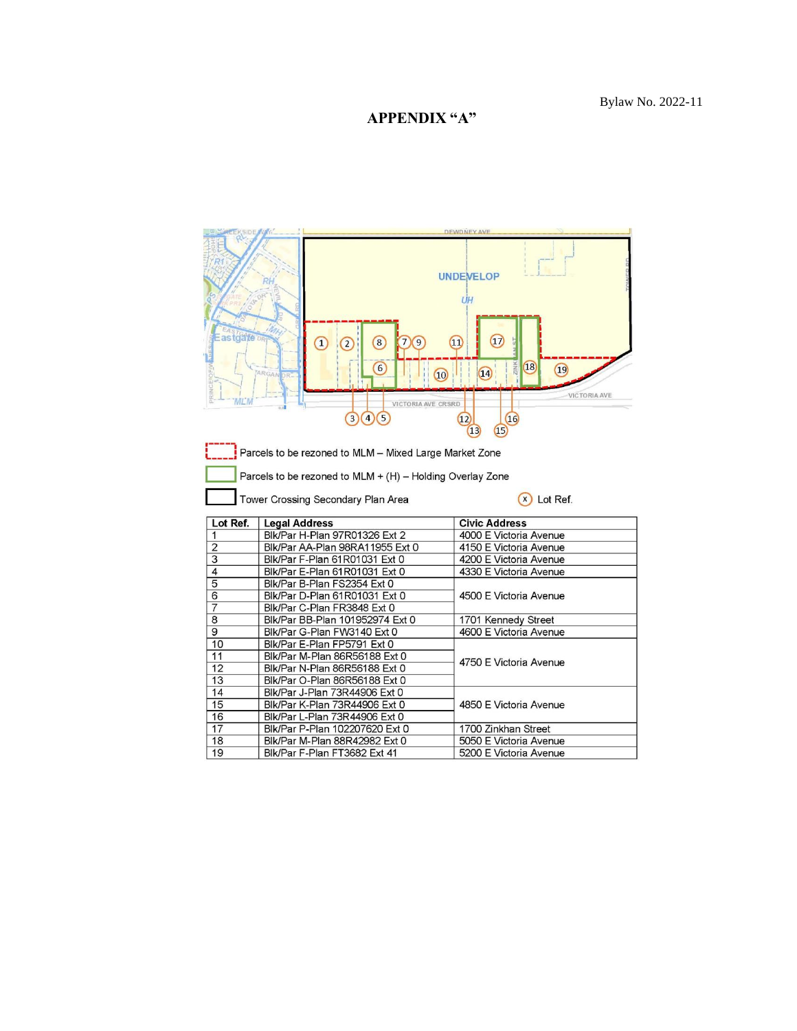Bylaw No. 2022-11

# APPENDIX "A"

Parcels to be rezoned to MLM – Mixed Large Market Zone

Parcels to be rezoned to MLM + (H) – Holding Overlay Zone

Tower Crossing Secondary Plan Area

(x) Lot Ref.

| Lot Ref. | Legal Address | Civic Address |
|---|---|---|
| 1 | Blk/Par H-Plan 97R01326 Ext 2 | 4000 E Victoria Avenue |
| 2 | Blk/Par AA-Plan 98RA11955 Ext 0 | 4150 E Victoria Avenue |
| 3 | Blk/Par F-Plan 61R01031 Ext 0 | 4200 E Victoria Avenue |
| 4 | Blk/Par E-Plan 61R01031 Ext 0 | 4330 E Victoria Avenue |
| 5 | Blk/Par B-Plan FS2354 Ext 0 | 4500 E Victoria Avenue |
| 6 | Blk/Par D-Plan 61R01031 Ext 0 | |
| 7 | Blk/Par C-Plan FR3848 Ext 0 | |
| 8 | Blk/Par BB-Plan 101952974 Ext 0 | 1701 Kennedy Street |
| 9 | Blk/Par G-Plan FW3140 Ext 0 | 4600 E Victoria Avenue |
| 10 | Blk/Par E-Plan FP5791 Ext 0 | 4750 E Victoria Avenue |
| 11 | Blk/Par M-Plan 86R56188 Ext 0 | |
| 12 | Blk/Par N-Plan 86R56188 Ext 0 | |
| 13 | Blk/Par O-Plan 86R56188 Ext 0 | |
| 14 | Blk/Par J-Plan 73R44906 Ext 0 | 4850 E Victoria Avenue |
| 15 | Blk/Par K-Plan 73R44906 Ext 0 | |
| 16 | Blk/Par L-Plan 73R44906 Ext 0 | |
| 17 | Blk/Par P-Plan 102207620 Ext 0 | 1700 Zinkhan Street |
| 18 | Blk/Par M-Plan 88R42982 Ext 0 | 5050 E Victoria Avenue |
| 19 | Blk/Par F-Plan FT3682 Ext 41 | 5200 E Victoria Avenue |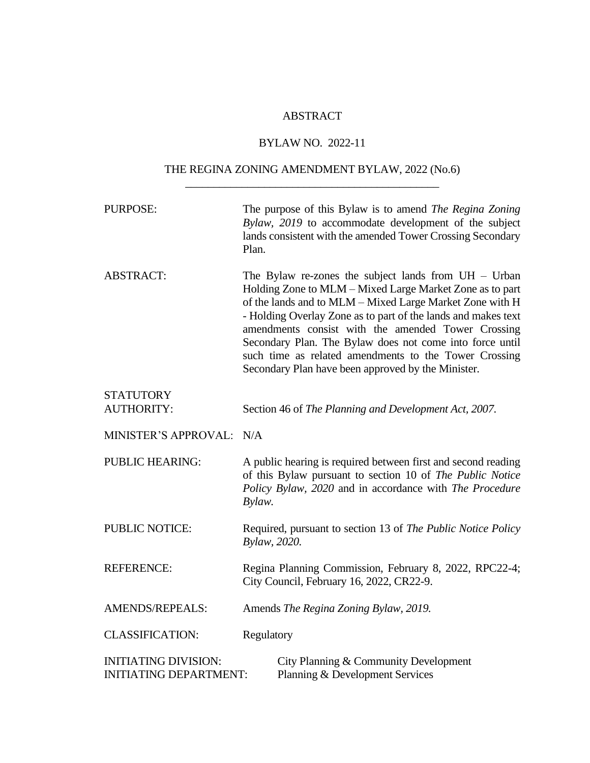# ABSTRACT

## BYLAW NO. 2022-11

## THE REGINA ZONING AMENDMENT BYLAW, 2022 (No.6)

---

| | |
|---|---|
| PURPOSE: | The purpose of this Bylaw is to amend *The Regina Zoning Bylaw, 2019* to accommodate development of the subject lands consistent with the amended Tower Crossing Secondary Plan. |
| ABSTRACT: | The Bylaw re-zones the subject lands from UH – Urban Holding Zone to MLM – Mixed Large Market Zone as to part of the lands and to MLM – Mixed Large Market Zone with H - Holding Overlay Zone as to part of the lands and makes text amendments consist with the amended Tower Crossing Secondary Plan. The Bylaw does not come into force until such time as related amendments to the Tower Crossing Secondary Plan have been approved by the Minister. |
| STATUTORY AUTHORITY: | Section 46 of *The Planning and Development Act, 2007.* |
| MINISTER'S APPROVAL: | N/A |
| PUBLIC HEARING: | A public hearing is required between first and second reading of this Bylaw pursuant to section 10 of *The Public Notice Policy Bylaw, 2020* and in accordance with *The Procedure Bylaw.* |
| PUBLIC NOTICE: | Required, pursuant to section 13 of *The Public Notice Policy Bylaw, 2020.* |
| REFERENCE: | Regina Planning Commission, February 8, 2022, RPC22-4; City Council, February 16, 2022, CR22-9. |
| AMENDS/REPEALS: | Amends *The Regina Zoning Bylaw, 2019.* |
| CLASSIFICATION: | Regulatory |
| INITIATING DIVISION: | City Planning & Community Development |
| INITIATING DEPARTMENT: | Planning & Development Services |